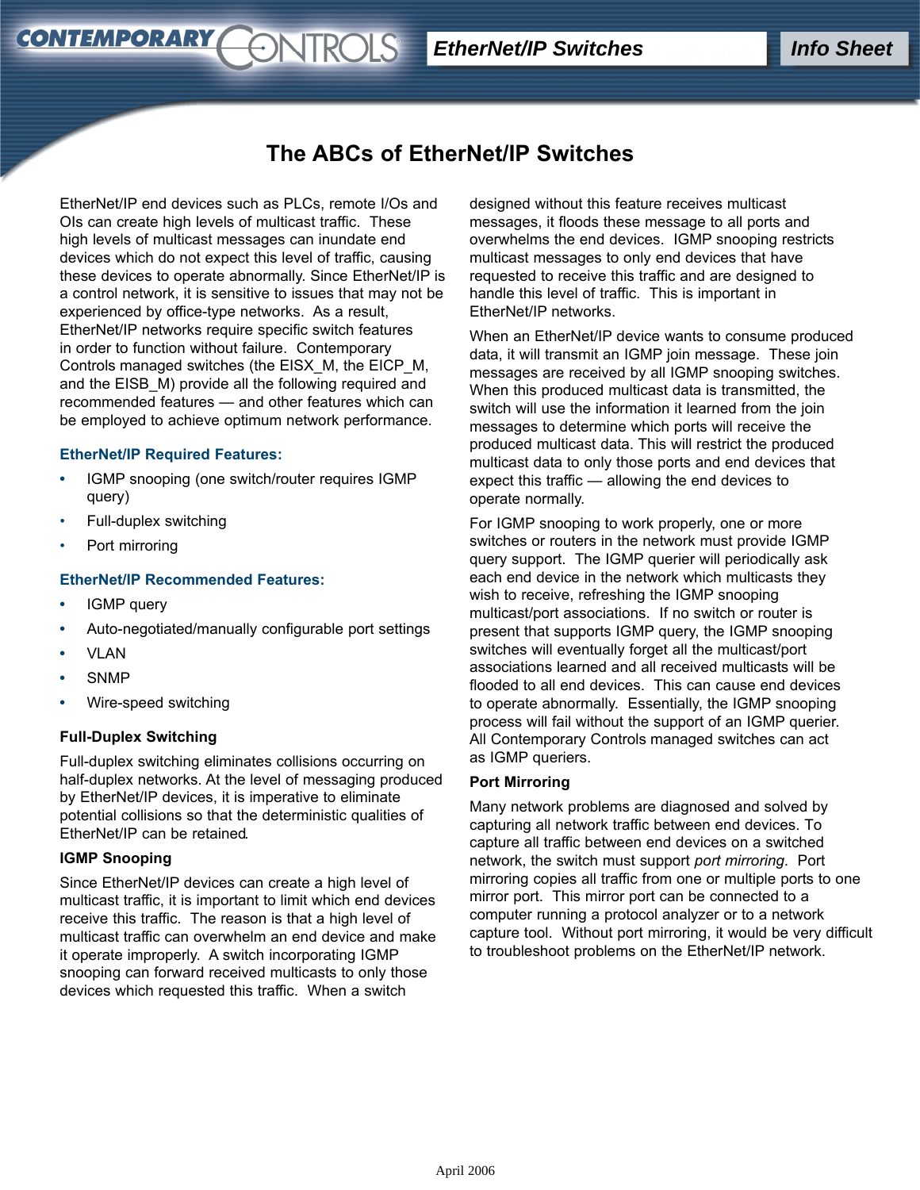# The ABCs of EtherNet/IP Switches

EtherNet/IP end devices such as PLCs, remote I/Os and OIs can create high levels of multicast traffic. These high levels of multicast messages can inundate end devices which do not expect this level of traffic, causing these devices to operate abnormally. Since EtherNet/IP is a control network, it is sensitive to issues that may not be experienced by office-type networks. As a result, EtherNet/IP networks require specific switch features in order to function without failure. Contemporary Controls managed switches (the EISX_M, the EICP_M, and the EISB_M) provide all the following required and recommended features — and other features which can be employed to achieve optimum network performance.

### EtherNet/IP Required Features:

- IGMP snooping (one switch/router requires IGMP query)
- Full-duplex switching
- Port mirroring

### EtherNet/IP Recommended Features:

- IGMP query
- Auto-negotiated/manually configurable port settings
- VLAN
- SNMP
- Wire-speed switching

### Full-Duplex Switching

Full-duplex switching eliminates collisions occurring on half-duplex networks. At the level of messaging produced by EtherNet/IP devices, it is imperative to eliminate potential collisions so that the deterministic qualities of EtherNet/IP can be retained.

### IGMP Snooping

Since EtherNet/IP devices can create a high level of multicast traffic, it is important to limit which end devices receive this traffic. The reason is that a high level of multicast traffic can overwhelm an end device and make it operate improperly. A switch incorporating IGMP snooping can forward received multicasts to only those devices which requested this traffic. When a switch designed without this feature receives multicast messages, it floods these message to all ports and overwhelms the end devices. IGMP snooping restricts multicast messages to only end devices that have requested to receive this traffic and are designed to handle this level of traffic. This is important in EtherNet/IP networks.

When an EtherNet/IP device wants to consume produced data, it will transmit an IGMP join message. These join messages are received by all IGMP snooping switches. When this produced multicast data is transmitted, the switch will use the information it learned from the join messages to determine which ports will receive the produced multicast data. This will restrict the produced multicast data to only those ports and end devices that expect this traffic — allowing the end devices to operate normally.

For IGMP snooping to work properly, one or more switches or routers in the network must provide IGMP query support. The IGMP querier will periodically ask each end device in the network which multicasts they wish to receive, refreshing the IGMP snooping multicast/port associations. If no switch or router is present that supports IGMP query, the IGMP snooping switches will eventually forget all the multicast/port associations learned and all received multicasts will be flooded to all end devices. This can cause end devices to operate abnormally. Essentially, the IGMP snooping process will fail without the support of an IGMP querier. All Contemporary Controls managed switches can act as IGMP queriers.

### Port Mirroring

Many network problems are diagnosed and solved by capturing all network traffic between end devices. To capture all traffic between end devices on a switched network, the switch must support *port mirroring*. Port mirroring copies all traffic from one or multiple ports to one mirror port. This mirror port can be connected to a computer running a protocol analyzer or to a network capture tool. Without port mirroring, it would be very difficult to troubleshoot problems on the EtherNet/IP network.

April 2006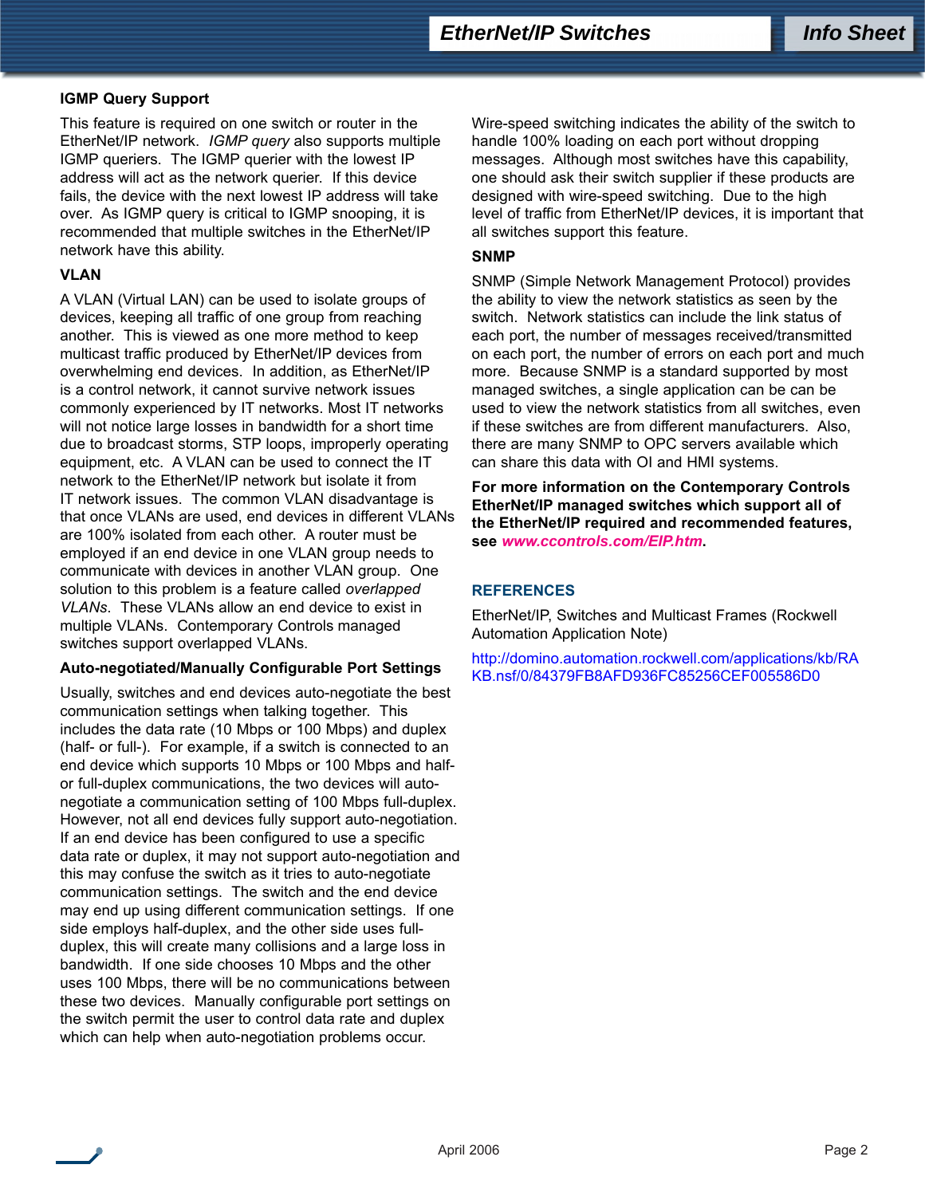### IGMP Query Support

This feature is required on one switch or router in the EtherNet/IP network. *IGMP query* also supports multiple IGMP queriers. The IGMP querier with the lowest IP address will act as the network querier. If this device fails, the device with the next lowest IP address will take over. As IGMP query is critical to IGMP snooping, it is recommended that multiple switches in the EtherNet/IP network have this ability.

### VLAN

A VLAN (Virtual LAN) can be used to isolate groups of devices, keeping all traffic of one group from reaching another. This is viewed as one more method to keep multicast traffic produced by EtherNet/IP devices from overwhelming end devices. In addition, as EtherNet/IP is a control network, it cannot survive network issues commonly experienced by IT networks. Most IT networks will not notice large losses in bandwidth for a short time due to broadcast storms, STP loops, improperly operating equipment, etc. A VLAN can be used to connect the IT network to the EtherNet/IP network but isolate it from IT network issues. The common VLAN disadvantage is that once VLANs are used, end devices in different VLANs are 100% isolated from each other. A router must be employed if an end device in one VLAN group needs to communicate with devices in another VLAN group. One solution to this problem is a feature called *overlapped VLANs*. These VLANs allow an end device to exist in multiple VLANs. Contemporary Controls managed switches support overlapped VLANs.

### Auto-negotiated/Manually Configurable Port Settings

Usually, switches and end devices auto-negotiate the best communication settings when talking together. This includes the data rate (10 Mbps or 100 Mbps) and duplex (half- or full-). For example, if a switch is connected to an end device which supports 10 Mbps or 100 Mbps and half- or full-duplex communications, the two devices will auto-negotiate a communication setting of 100 Mbps full-duplex. However, not all end devices fully support auto-negotiation. If an end device has been configured to use a specific data rate or duplex, it may not support auto-negotiation and this may confuse the switch as it tries to auto-negotiate communication settings. The switch and the end device may end up using different communication settings. If one side employs half-duplex, and the other side uses full-duplex, this will create many collisions and a large loss in bandwidth. If one side chooses 10 Mbps and the other uses 100 Mbps, there will be no communications between these two devices. Manually configurable port settings on the switch permit the user to control data rate and duplex which can help when auto-negotiation problems occur.

Wire-speed switching indicates the ability of the switch to handle 100% loading on each port without dropping messages. Although most switches have this capability, one should ask their switch supplier if these products are designed with wire-speed switching. Due to the high level of traffic from EtherNet/IP devices, it is important that all switches support this feature.

### SNMP

SNMP (Simple Network Management Protocol) provides the ability to view the network statistics as seen by the switch. Network statistics can include the link status of each port, the number of messages received/transmitted on each port, the number of errors on each port and much more. Because SNMP is a standard supported by most managed switches, a single application can be can be used to view the network statistics from all switches, even if these switches are from different manufacturers. Also, there are many SNMP to OPC servers available which can share this data with OI and HMI systems.

**For more information on the Contemporary Controls EtherNet/IP managed switches which support all of the EtherNet/IP required and recommended features, see *www.ccontrols.com/EIP.htm*.**

## REFERENCES

EtherNet/IP, Switches and Multicast Frames (Rockwell Automation Application Note)

http://domino.automation.rockwell.com/applications/kb/RAKB.nsf/0/84379FB8AFD936FC85256CEF005586D0

April 2006